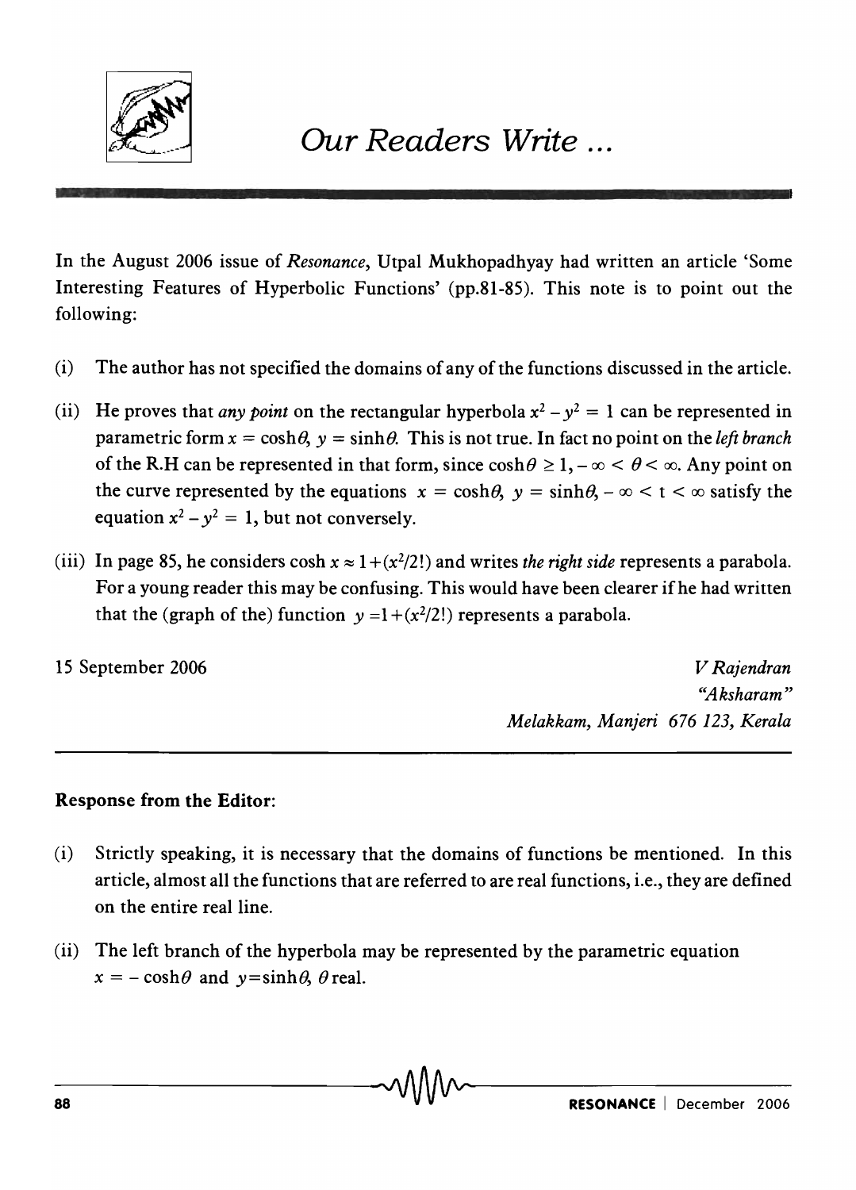# Our Readers Write ...

In the August 2006 issue of *Resonance*, Utpal Mukhopadhyay had written an article 'Some Interesting Features of Hyperbolic Functions' (pp.81-85). This note is to point out the following:

(i) The author has not specified the domains of any of the functions discussed in the article.

(ii) He proves that *any point* on the rectangular hyperbola $x^2 - y^2 = 1$ can be represented in parametric form $x = \cosh\theta$, $y = \sinh\theta$. This is not true. In fact no point on the *left branch* of the R.H can be represented in that form, since $\cosh\theta \geq 1, -\infty < \theta < \infty$. Any point on the curve represented by the equations $x = \cosh\theta$, $y = \sinh\theta, -\infty < t < \infty$ satisfy the equation $x^2 - y^2 = 1$, but not conversely.

(iii) In page 85, he considers $\cosh x \approx 1 + (x^2/2!)$ and writes *the right side* represents a parabola. For a young reader this may be confusing. This would have been clearer if he had written that the (graph of the) function $y = 1 + (x^2/2!)$ represents a parabola.

15 September 2006

*V Rajendran*
*"Aksharam"*
*Melakkam, Manjeri 676 123, Kerala*

---

**Response from the Editor:**

(i) Strictly speaking, it is necessary that the domains of functions be mentioned. In this article, almost all the functions that are referred to are real functions, i.e., they are defined on the entire real line.

(ii) The left branch of the hyperbola may be represented by the parametric equation $x = -\cosh\theta$ and $y = \sinh\theta$, $\theta$ real.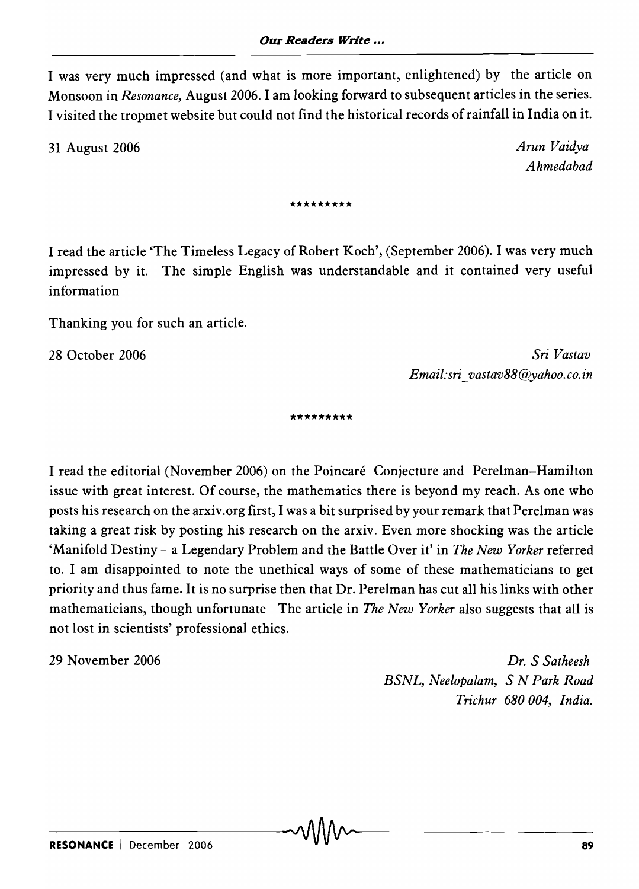I was very much impressed (and what is more important, enlightened) by the article on Monsoon in *Resonance*, August 2006. I am looking forward to subsequent articles in the series. I visited the tropmet website but could not find the historical records of rainfall in India on it.

31 August 2006

*Arun Vaidya*
*Ahmedabad*

*********

I read the article 'The Timeless Legacy of Robert Koch', (September 2006). I was very much impressed by it. The simple English was understandable and it contained very useful information

Thanking you for such an article.

28 October 2006

*Sri Vastav*
*Email:sri_vastav88@yahoo.co.in*

*********

I read the editorial (November 2006) on the Poincaré Conjecture and Perelman–Hamilton issue with great interest. Of course, the mathematics there is beyond my reach. As one who posts his research on the arxiv.org first, I was a bit surprised by your remark that Perelman was taking a great risk by posting his research on the arxiv. Even more shocking was the article 'Manifold Destiny – a Legendary Problem and the Battle Over it' in *The New Yorker* referred to. I am disappointed to note the unethical ways of some of these mathematicians to get priority and thus fame. It is no surprise then that Dr. Perelman has cut all his links with other mathematicians, though unfortunate The article in *The New Yorker* also suggests that all is not lost in scientists' professional ethics.

29 November 2006

*Dr. S Satheesh*
*BSNL, Neelopalam, S N Park Road*
*Trichur 680 004, India.*